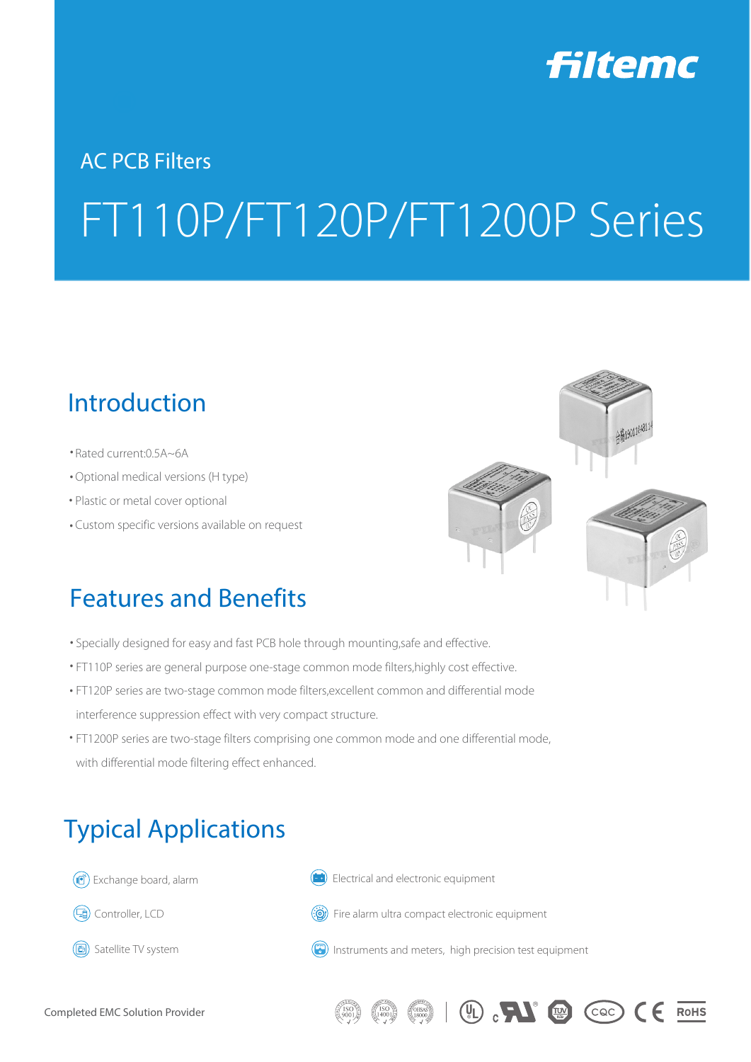filtemc

AC PCB Filters

# FT110P/FT120P/FT1200P Series

## Introduction

- Rated current:0.5A~6A
- Optional medical versions (H type)
- Plastic or metal cover optional
- Custom specific versions available on request

## Features and Benefits

- Specially designed for easy and fast PCB hole through mounting,safe and effective.
- FT110P series are general purpose one-stage common mode filters,highly cost effective.
- FT120P series are two-stage common mode filters,excellent common and differential mode interference suppression effect with very compact structure.
- FT1200P series are two-stage filters comprising one common mode and one differential mode, with differential mode filtering effect enhanced.

## Typical Applications

- Exchange board, alarm
- Controller, LCD
- Satellite TV system
- Electrical and electronic equipment
- Fire alarm ultra compact electronic equipment
- Instruments and meters, high precision test equipment

Completed EMC Solution Provider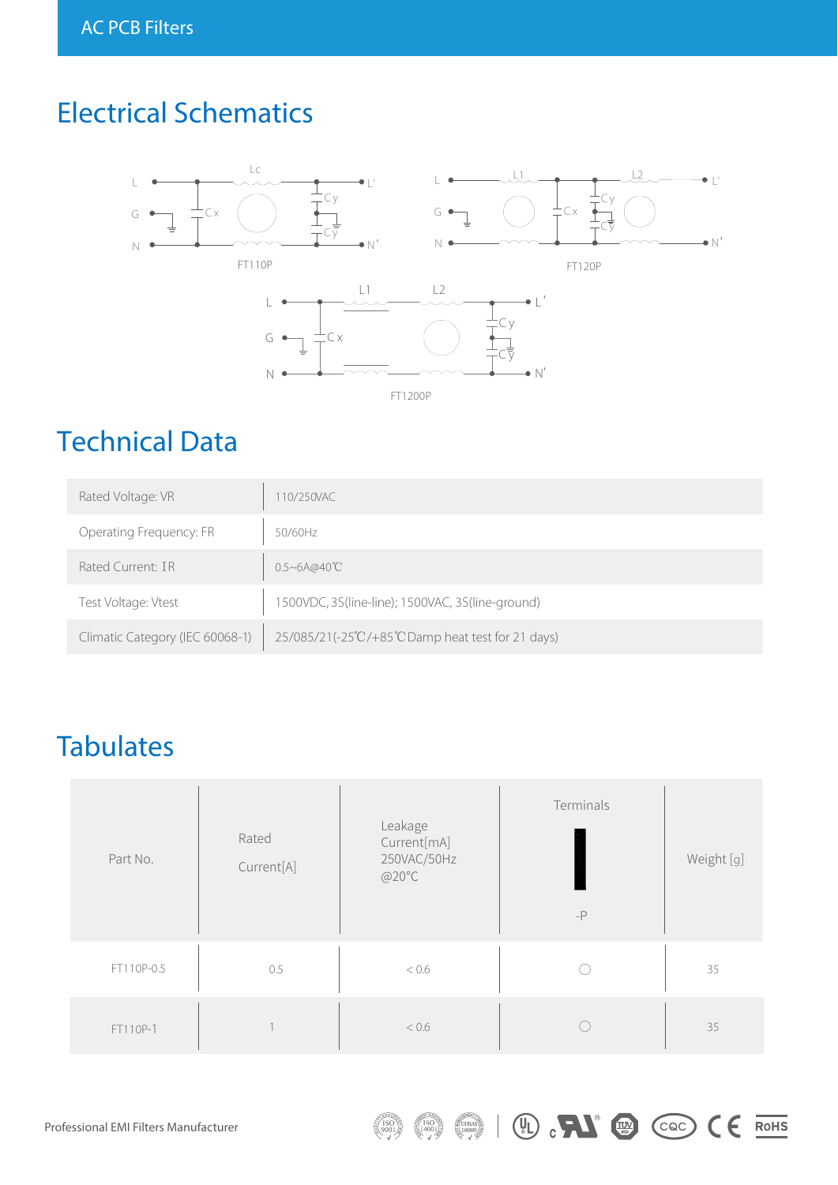# Electrical Schematics

FT110P

FT120P

FT1200P

# Technical Data

| Rated Voltage: VR | 110/250VAC |
|---|---|
| Operating Frequency: FR | 50/60Hz |
| Rated Current: IR | 0.5~6A@40℃ |
| Test Voltage: Vtest | 1500VDC, 3S(line-line); 1500VAC, 3S(line-ground) |
| Climatic Category (IEC 60068-1) | 25/085/21(-25℃/+85℃ Damp heat test for 21 days) |

# Tabulates

| Part No. | Rated Current[A] | Leakage Current[mA] 250VAC/50Hz @20°C | Terminals -P | Weight [g] |
|---|---|---|---|---|
| FT110P-0.5 | 0.5 | < 0.6 | ○ | 35 |
| FT110P-1 | 1 | < 0.6 | ○ | 35 |

Professional EMI Filters Manufacturer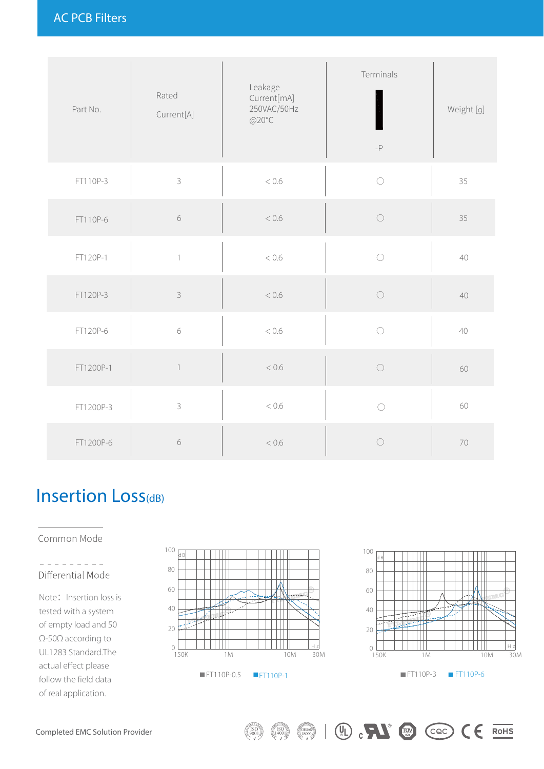## AC PCB Filters

| Part No. | Rated Current[A] | Leakage Current[mA] 250VAC/50Hz @20°C | Terminals -P | Weight [g] |
|---|---|---|---|---|
| FT110P-3 | 3 | < 0.6 | ○ | 35 |
| FT110P-6 | 6 | < 0.6 | ○ | 35 |
| FT120P-1 | 1 | < 0.6 | ○ | 40 |
| FT120P-3 | 3 | < 0.6 | ○ | 40 |
| FT120P-6 | 6 | < 0.6 | ○ | 40 |
| FT1200P-1 | 1 | < 0.6 | ○ | 60 |
| FT1200P-3 | 3 | < 0.6 | ○ | 60 |
| FT1200P-6 | 6 | < 0.6 | ○ | 70 |

# Insertion Loss(dB)

Common Mode

Differential Mode

Note: Insertion loss is tested with a system of empty load and 50 Ω-50Ω according to UL1283 Standard.The actual effect please follow the field data of real application.

■FT110P-0.5 ■FT110P-1

■FT110P-3 ■FT110P-6

Completed EMC Solution Provider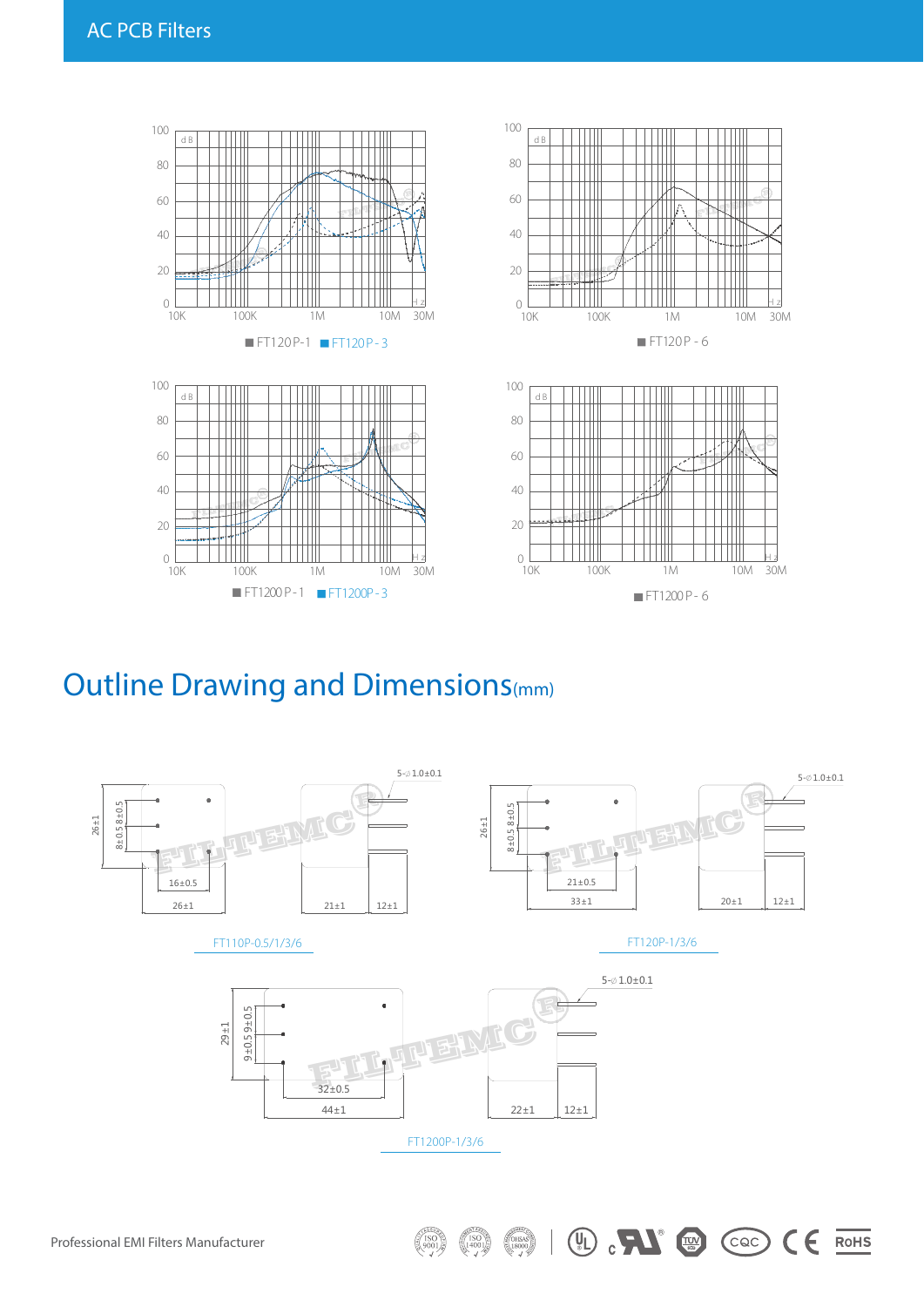# AC PCB Filters

■ FT120P-1 ■ FT120P-3

■ FT120P-6

■ FT1200P-1 ■ FT1200P-3

■ FT1200P-6

## Outline Drawing and Dimensions(mm)

FT110P-0.5/1/3/6

5-∅1.0±0.1

26±1, 8±0.5, 8±0.5, 16±0.5, 26±1, 21±1, 12±1

FT120P-1/3/6

5-∅1.0±0.1

26±1, 8±0.5, 8±0.5, 21±0.5, 33±1, 20±1, 12±1

FT1200P-1/3/6

5-∅1.0±0.1

29±1, 9±0.5, 9±0.5, 32±0.5, 44±1, 22±1, 12±1

Professional EMI Filters Manufacturer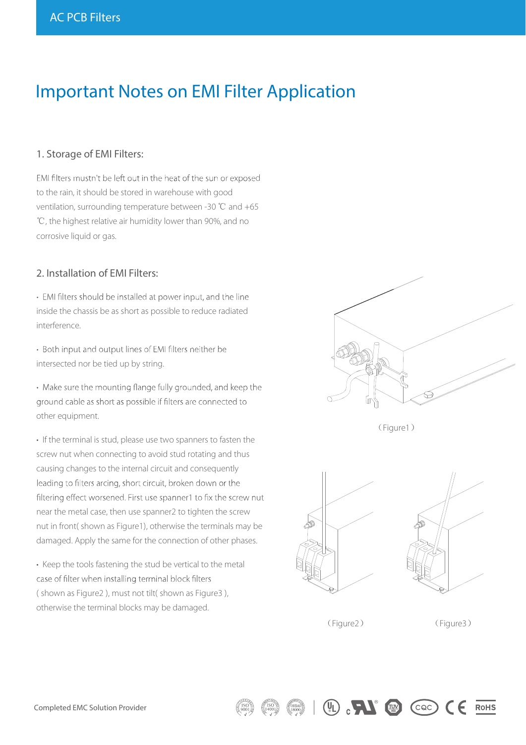# Important Notes on EMI Filter Application

## 1. Storage of EMI Filters:

EMI filters mustn't be left out in the heat of the sun or exposed to the rain, it should be stored in warehouse with good ventilation, surrounding temperature between -30 ℃ and +65 ℃, the highest relative air humidity lower than 90%, and no corrosive liquid or gas.

## 2. Installation of EMI Filters:

- EMI filters should be installed at power input, and the line inside the chassis be as short as possible to reduce radiated interference.
- Both input and output lines of EMI filters neither be intersected nor be tied up by string.
- Make sure the mounting flange fully grounded, and keep the ground cable as short as possible if filters are connected to other equipment.
- If the terminal is stud, please use two spanners to fasten the screw nut when connecting to avoid stud rotating and thus causing changes to the internal circuit and consequently leading to filters arcing, short circuit, broken down or the filtering effect worsened. First use spanner1 to fix the screw nut near the metal case, then use spanner2 to tighten the screw nut in front( shown as Figure1), otherwise the terminals may be damaged. Apply the same for the connection of other phases.
- Keep the tools fastening the stud be vertical to the metal case of filter when installing terminal block filters ( shown as Figure2 ), must not tilt( shown as Figure3 ), otherwise the terminal blocks may be damaged.

（Figure1）

（Figure2）

（Figure3）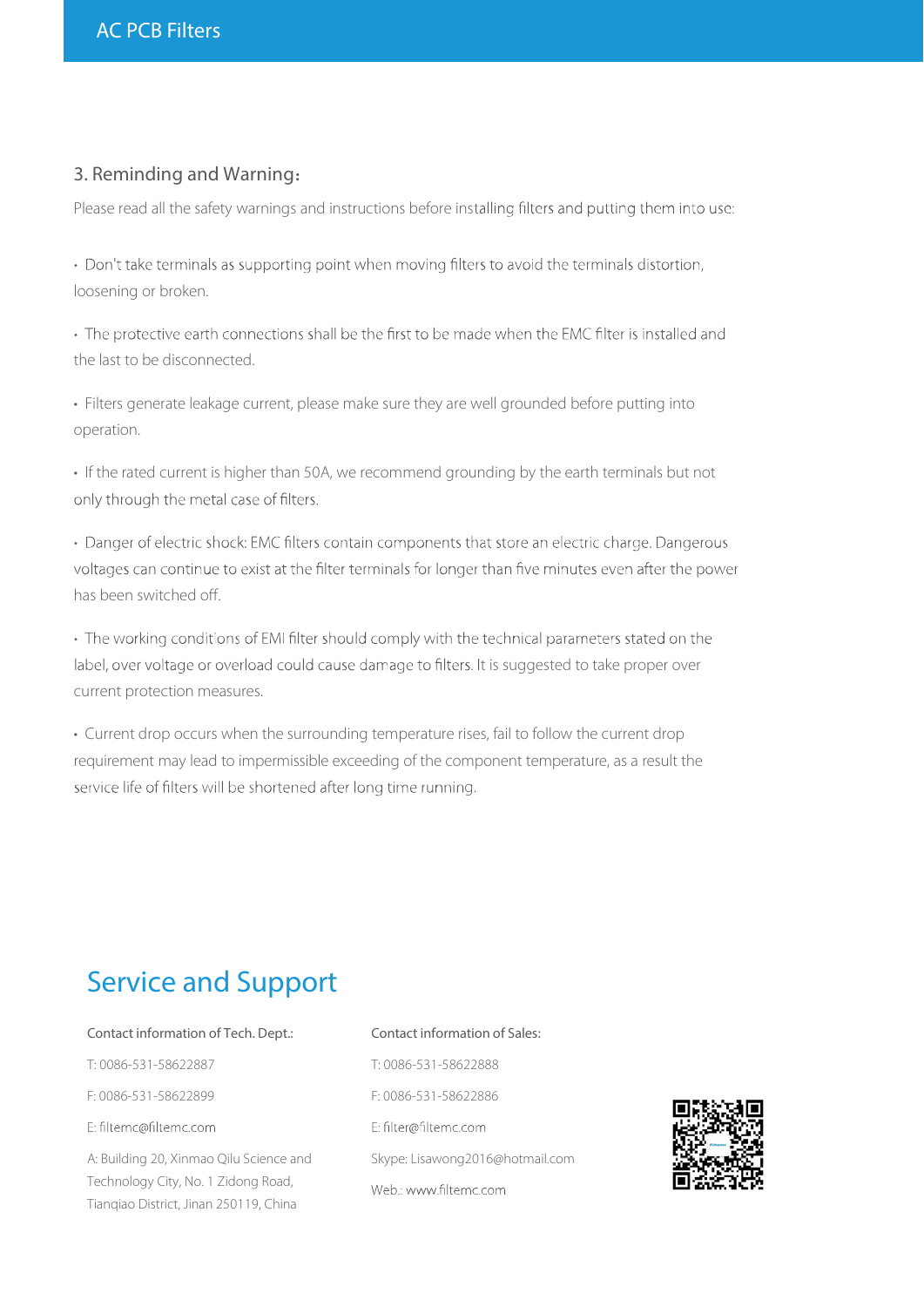### 3. Reminding and Warning:

Please read all the safety warnings and instructions before installing filters and putting them into use:

- Don't take terminals as supporting point when moving filters to avoid the terminals distortion, loosening or broken.
- The protective earth connections shall be the first to be made when the EMC filter is installed and the last to be disconnected.
- Filters generate leakage current, please make sure they are well grounded before putting into operation.
- If the rated current is higher than 50A, we recommend grounding by the earth terminals but not only through the metal case of filters.
- Danger of electric shock: EMC filters contain components that store an electric charge. Dangerous voltages can continue to exist at the filter terminals for longer than five minutes even after the power has been switched off.
- The working conditions of EMI filter should comply with the technical parameters stated on the label, over voltage or overload could cause damage to filters. It is suggested to take proper over current protection measures.
- Current drop occurs when the surrounding temperature rises, fail to follow the current drop requirement may lead to impermissible exceeding of the component temperature, as a result the service life of filters will be shortened after long time running.

## Service and Support

Contact information of Tech. Dept.:

T: 0086-531-58622887

F: 0086-531-58622899

E: filtemc@filtemc.com

A: Building 20, Xinmao Qilu Science and Technology City, No. 1 Zidong Road, Tianqiao District, Jinan 250119, China

Contact information of Sales:

T: 0086-531-58622888

F: 0086-531-58622886

E: filter@filtemc.com

Skype: Lisawong2016@hotmail.com

Web.: www.filtemc.com